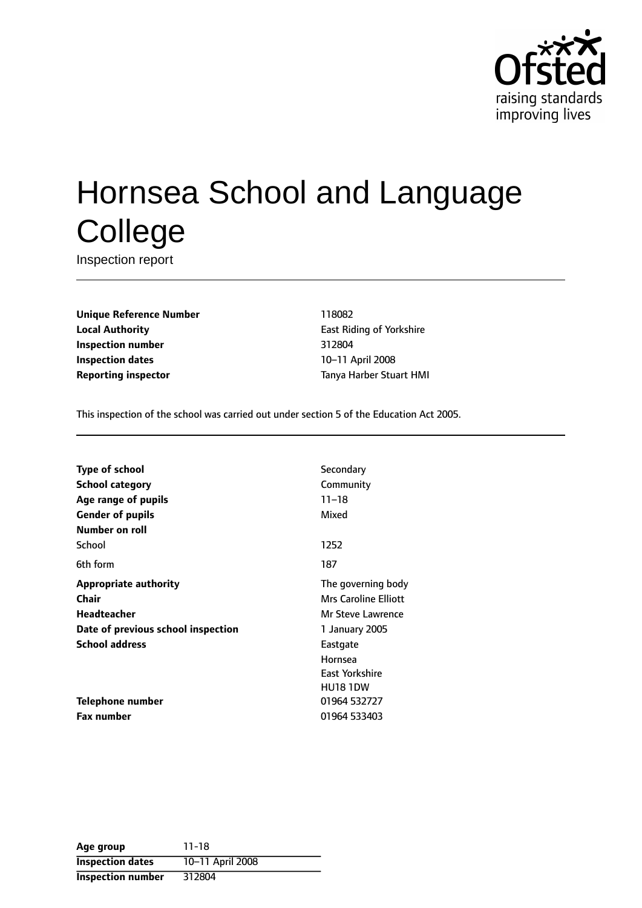# Hornsea School and Language College

Inspection report

| | |
|---|---|
| **Unique Reference Number** | 118082 |
| **Local Authority** | East Riding of Yorkshire |
| **Inspection number** | 312804 |
| **Inspection dates** | 10–11 April 2008 |
| **Reporting inspector** | Tanya Harber Stuart HMI |

This inspection of the school was carried out under section 5 of the Education Act 2005.

| | |
|---|---|
| **Type of school** | Secondary |
| **School category** | Community |
| **Age range of pupils** | 11–18 |
| **Gender of pupils** | Mixed |
| **Number on roll** | |
| School | 1252 |
| 6th form | 187 |
| **Appropriate authority** | The governing body |
| **Chair** | Mrs Caroline Elliott |
| **Headteacher** | Mr Steve Lawrence |
| **Date of previous school inspection** | 1 January 2005 |
| **School address** | Eastgate<br>Hornsea<br>East Yorkshire<br>HU18 1DW |
| **Telephone number** | 01964 532727 |
| **Fax number** | 01964 533403 |

| | |
|---|---|
| **Age group** | 11-18 |
| **Inspection dates** | 10–11 April 2008 |
| **Inspection number** | 312804 |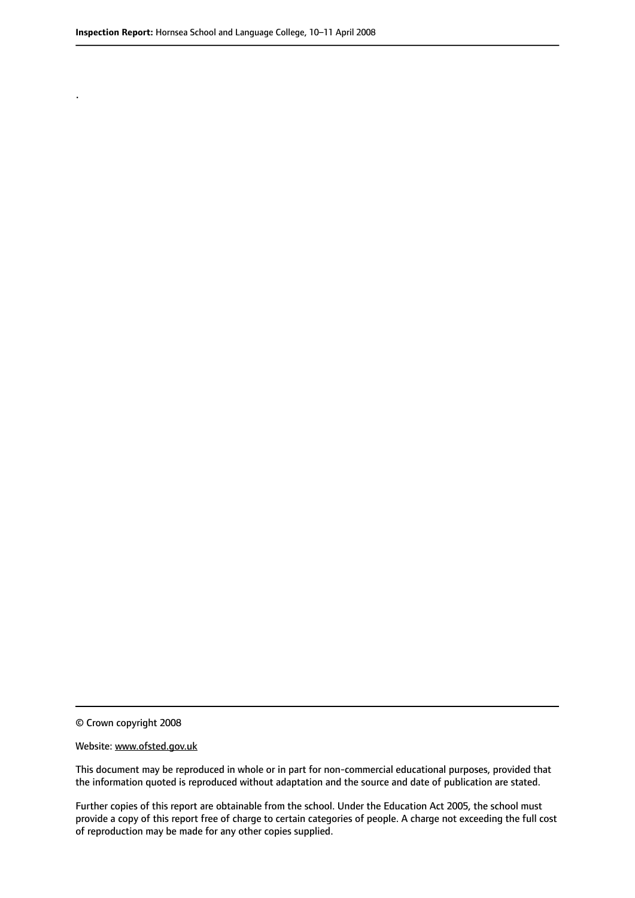.

© Crown copyright 2008

Website: www.ofsted.gov.uk

This document may be reproduced in whole or in part for non-commercial educational purposes, provided that the information quoted is reproduced without adaptation and the source and date of publication are stated.

Further copies of this report are obtainable from the school. Under the Education Act 2005, the school must provide a copy of this report free of charge to certain categories of people. A charge not exceeding the full cost of reproduction may be made for any other copies supplied.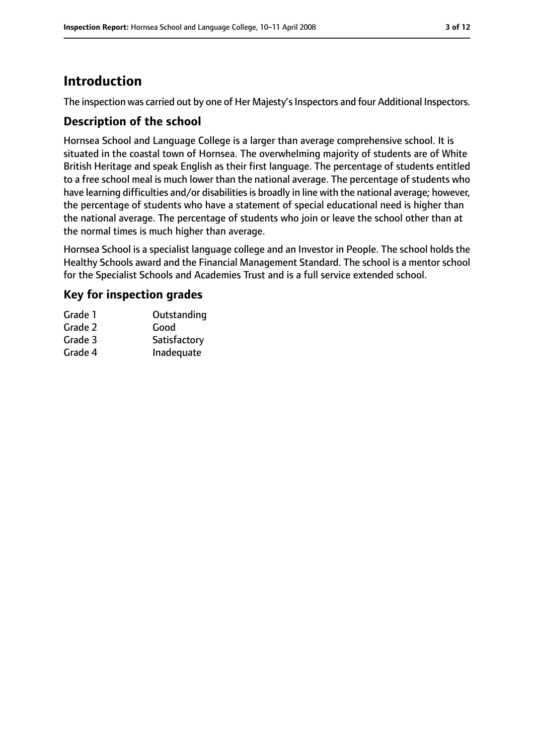# Introduction

The inspection was carried out by one of Her Majesty's Inspectors and four Additional Inspectors.

## Description of the school

Hornsea School and Language College is a larger than average comprehensive school. It is situated in the coastal town of Hornsea. The overwhelming majority of students are of White British Heritage and speak English as their first language. The percentage of students entitled to a free school meal is much lower than the national average. The percentage of students who have learning difficulties and/or disabilities is broadly in line with the national average; however, the percentage of students who have a statement of special educational need is higher than the national average. The percentage of students who join or leave the school other than at the normal times is much higher than average.

Hornsea School is a specialist language college and an Investor in People. The school holds the Healthy Schools award and the Financial Management Standard. The school is a mentor school for the Specialist Schools and Academies Trust and is a full service extended school.

## Key for inspection grades

| | |
|---|---|
| Grade 1 | Outstanding |
| Grade 2 | Good |
| Grade 3 | Satisfactory |
| Grade 4 | Inadequate |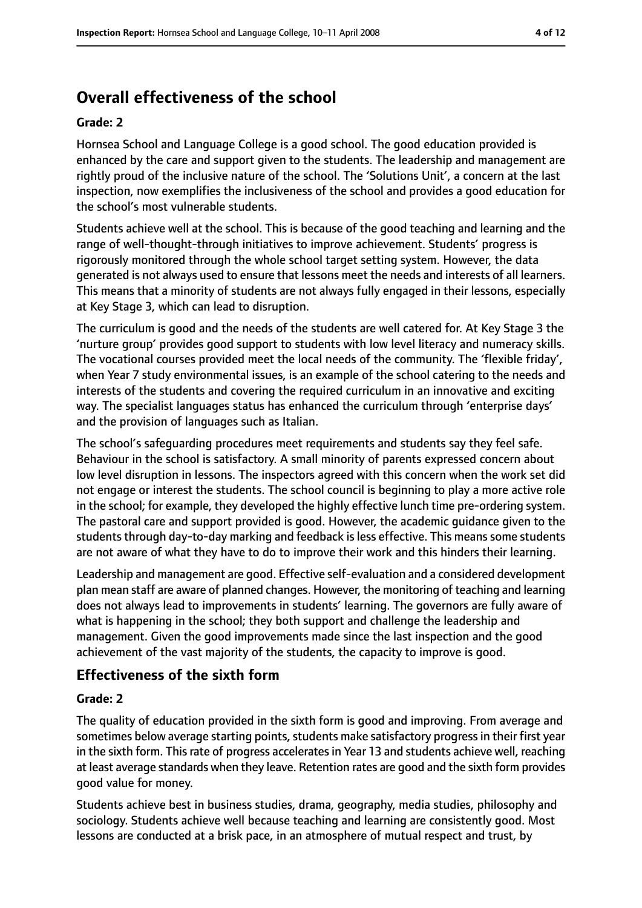## Overall effectiveness of the school

**Grade: 2**

Hornsea School and Language College is a good school. The good education provided is enhanced by the care and support given to the students. The leadership and management are rightly proud of the inclusive nature of the school. The 'Solutions Unit', a concern at the last inspection, now exemplifies the inclusiveness of the school and provides a good education for the school's most vulnerable students.

Students achieve well at the school. This is because of the good teaching and learning and the range of well-thought-through initiatives to improve achievement. Students' progress is rigorously monitored through the whole school target setting system. However, the data generated is not always used to ensure that lessons meet the needs and interests of all learners. This means that a minority of students are not always fully engaged in their lessons, especially at Key Stage 3, which can lead to disruption.

The curriculum is good and the needs of the students are well catered for. At Key Stage 3 the 'nurture group' provides good support to students with low level literacy and numeracy skills. The vocational courses provided meet the local needs of the community. The 'flexible friday', when Year 7 study environmental issues, is an example of the school catering to the needs and interests of the students and covering the required curriculum in an innovative and exciting way. The specialist languages status has enhanced the curriculum through 'enterprise days' and the provision of languages such as Italian.

The school's safeguarding procedures meet requirements and students say they feel safe. Behaviour in the school is satisfactory. A small minority of parents expressed concern about low level disruption in lessons. The inspectors agreed with this concern when the work set did not engage or interest the students. The school council is beginning to play a more active role in the school; for example, they developed the highly effective lunch time pre-ordering system. The pastoral care and support provided is good. However, the academic guidance given to the students through day-to-day marking and feedback is less effective. This means some students are not aware of what they have to do to improve their work and this hinders their learning.

Leadership and management are good. Effective self-evaluation and a considered development plan mean staff are aware of planned changes. However, the monitoring of teaching and learning does not always lead to improvements in students' learning. The governors are fully aware of what is happening in the school; they both support and challenge the leadership and management. Given the good improvements made since the last inspection and the good achievement of the vast majority of the students, the capacity to improve is good.

### Effectiveness of the sixth form

**Grade: 2**

The quality of education provided in the sixth form is good and improving. From average and sometimes below average starting points, students make satisfactory progress in their first year in the sixth form. This rate of progress accelerates in Year 13 and students achieve well, reaching at least average standards when they leave. Retention rates are good and the sixth form provides good value for money.

Students achieve best in business studies, drama, geography, media studies, philosophy and sociology. Students achieve well because teaching and learning are consistently good. Most lessons are conducted at a brisk pace, in an atmosphere of mutual respect and trust, by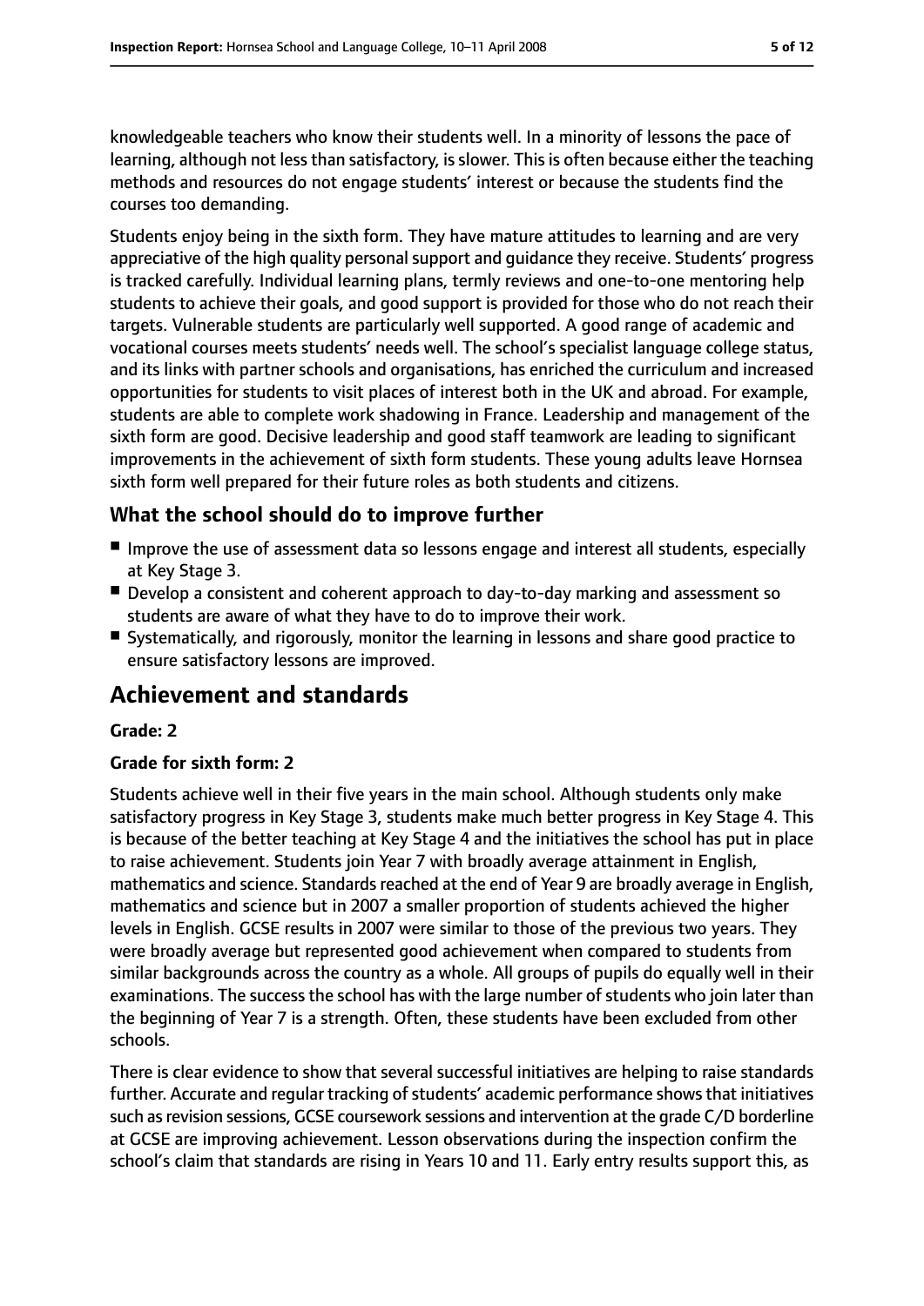knowledgeable teachers who know their students well. In a minority of lessons the pace of learning, although not less than satisfactory, is slower. This is often because either the teaching methods and resources do not engage students' interest or because the students find the courses too demanding.

Students enjoy being in the sixth form. They have mature attitudes to learning and are very appreciative of the high quality personal support and guidance they receive. Students' progress is tracked carefully. Individual learning plans, termly reviews and one-to-one mentoring help students to achieve their goals, and good support is provided for those who do not reach their targets. Vulnerable students are particularly well supported. A good range of academic and vocational courses meets students' needs well. The school's specialist language college status, and its links with partner schools and organisations, has enriched the curriculum and increased opportunities for students to visit places of interest both in the UK and abroad. For example, students are able to complete work shadowing in France. Leadership and management of the sixth form are good. Decisive leadership and good staff teamwork are leading to significant improvements in the achievement of sixth form students. These young adults leave Hornsea sixth form well prepared for their future roles as both students and citizens.

### What the school should do to improve further

- Improve the use of assessment data so lessons engage and interest all students, especially at Key Stage 3.
- Develop a consistent and coherent approach to day-to-day marking and assessment so students are aware of what they have to do to improve their work.
- Systematically, and rigorously, monitor the learning in lessons and share good practice to ensure satisfactory lessons are improved.

## Achievement and standards

#### Grade: 2

#### Grade for sixth form: 2

Students achieve well in their five years in the main school. Although students only make satisfactory progress in Key Stage 3, students make much better progress in Key Stage 4. This is because of the better teaching at Key Stage 4 and the initiatives the school has put in place to raise achievement. Students join Year 7 with broadly average attainment in English, mathematics and science. Standards reached at the end of Year 9 are broadly average in English, mathematics and science but in 2007 a smaller proportion of students achieved the higher levels in English. GCSE results in 2007 were similar to those of the previous two years. They were broadly average but represented good achievement when compared to students from similar backgrounds across the country as a whole. All groups of pupils do equally well in their examinations. The success the school has with the large number of students who join later than the beginning of Year 7 is a strength. Often, these students have been excluded from other schools.

There is clear evidence to show that several successful initiatives are helping to raise standards further. Accurate and regular tracking of students' academic performance shows that initiatives such as revision sessions, GCSE coursework sessions and intervention at the grade C/D borderline at GCSE are improving achievement. Lesson observations during the inspection confirm the school's claim that standards are rising in Years 10 and 11. Early entry results support this, as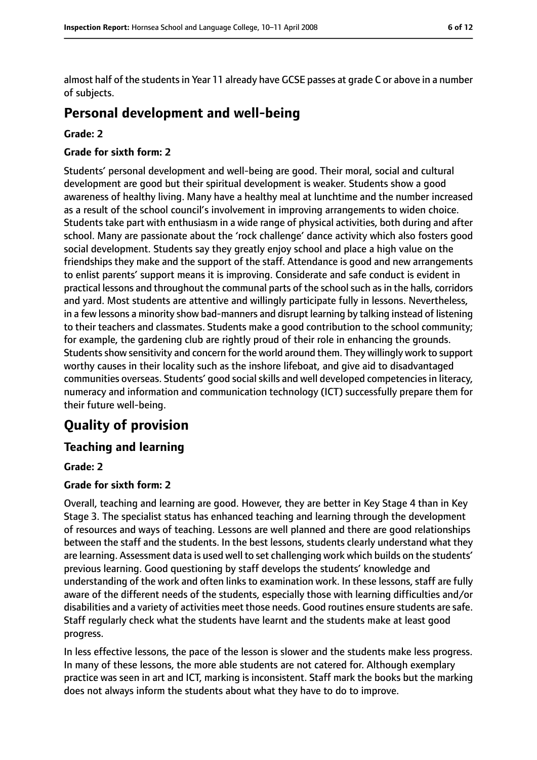almost half of the students in Year 11 already have GCSE passes at grade C or above in a number of subjects.

## Personal development and well-being

**Grade: 2**

**Grade for sixth form: 2**

Students' personal development and well-being are good. Their moral, social and cultural development are good but their spiritual development is weaker. Students show a good awareness of healthy living. Many have a healthy meal at lunchtime and the number increased as a result of the school council's involvement in improving arrangements to widen choice. Students take part with enthusiasm in a wide range of physical activities, both during and after school. Many are passionate about the 'rock challenge' dance activity which also fosters good social development. Students say they greatly enjoy school and place a high value on the friendships they make and the support of the staff. Attendance is good and new arrangements to enlist parents' support means it is improving. Considerate and safe conduct is evident in practical lessons and throughout the communal parts of the school such as in the halls, corridors and yard. Most students are attentive and willingly participate fully in lessons. Nevertheless, in a few lessons a minority show bad-manners and disrupt learning by talking instead of listening to their teachers and classmates. Students make a good contribution to the school community; for example, the gardening club are rightly proud of their role in enhancing the grounds. Students show sensitivity and concern for the world around them. They willingly work to support worthy causes in their locality such as the inshore lifeboat, and give aid to disadvantaged communities overseas. Students' good social skills and well developed competencies in literacy, numeracy and information and communication technology (ICT) successfully prepare them for their future well-being.

# Quality of provision

## Teaching and learning

**Grade: 2**

**Grade for sixth form: 2**

Overall, teaching and learning are good. However, they are better in Key Stage 4 than in Key Stage 3. The specialist status has enhanced teaching and learning through the development of resources and ways of teaching. Lessons are well planned and there are good relationships between the staff and the students. In the best lessons, students clearly understand what they are learning. Assessment data is used well to set challenging work which builds on the students' previous learning. Good questioning by staff develops the students' knowledge and understanding of the work and often links to examination work. In these lessons, staff are fully aware of the different needs of the students, especially those with learning difficulties and/or disabilities and a variety of activities meet those needs. Good routines ensure students are safe. Staff regularly check what the students have learnt and the students make at least good progress.

In less effective lessons, the pace of the lesson is slower and the students make less progress. In many of these lessons, the more able students are not catered for. Although exemplary practice was seen in art and ICT, marking is inconsistent. Staff mark the books but the marking does not always inform the students about what they have to do to improve.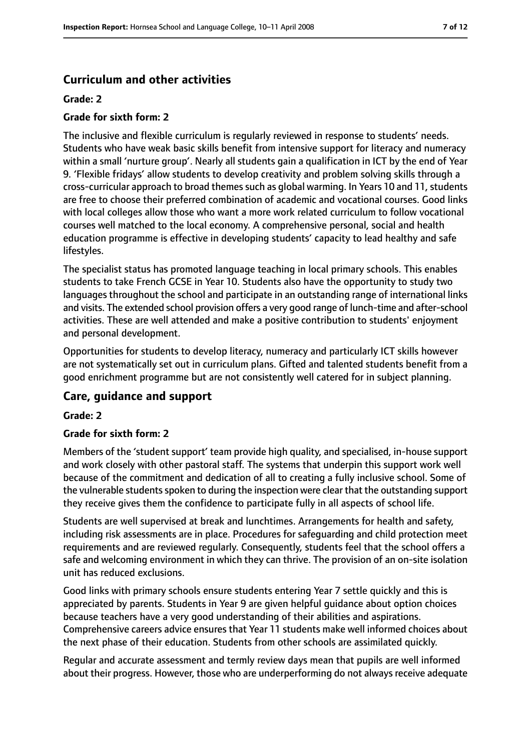## Curriculum and other activities

**Grade: 2**

**Grade for sixth form: 2**

The inclusive and flexible curriculum is regularly reviewed in response to students' needs. Students who have weak basic skills benefit from intensive support for literacy and numeracy within a small 'nurture group'. Nearly all students gain a qualification in ICT by the end of Year 9. 'Flexible fridays' allow students to develop creativity and problem solving skills through a cross-curricular approach to broad themes such as global warming. In Years 10 and 11, students are free to choose their preferred combination of academic and vocational courses. Good links with local colleges allow those who want a more work related curriculum to follow vocational courses well matched to the local economy. A comprehensive personal, social and health education programme is effective in developing students' capacity to lead healthy and safe lifestyles.

The specialist status has promoted language teaching in local primary schools. This enables students to take French GCSE in Year 10. Students also have the opportunity to study two languages throughout the school and participate in an outstanding range of international links and visits. The extended school provision offers a very good range of lunch-time and after-school activities. These are well attended and make a positive contribution to students' enjoyment and personal development.

Opportunities for students to develop literacy, numeracy and particularly ICT skills however are not systematically set out in curriculum plans. Gifted and talented students benefit from a good enrichment programme but are not consistently well catered for in subject planning.

## Care, guidance and support

**Grade: 2**

**Grade for sixth form: 2**

Members of the 'student support' team provide high quality, and specialised, in-house support and work closely with other pastoral staff. The systems that underpin this support work well because of the commitment and dedication of all to creating a fully inclusive school. Some of the vulnerable students spoken to during the inspection were clear that the outstanding support they receive gives them the confidence to participate fully in all aspects of school life.

Students are well supervised at break and lunchtimes. Arrangements for health and safety, including risk assessments are in place. Procedures for safeguarding and child protection meet requirements and are reviewed regularly. Consequently, students feel that the school offers a safe and welcoming environment in which they can thrive. The provision of an on-site isolation unit has reduced exclusions.

Good links with primary schools ensure students entering Year 7 settle quickly and this is appreciated by parents. Students in Year 9 are given helpful guidance about option choices because teachers have a very good understanding of their abilities and aspirations. Comprehensive careers advice ensures that Year 11 students make well informed choices about the next phase of their education. Students from other schools are assimilated quickly.

Regular and accurate assessment and termly review days mean that pupils are well informed about their progress. However, those who are underperforming do not always receive adequate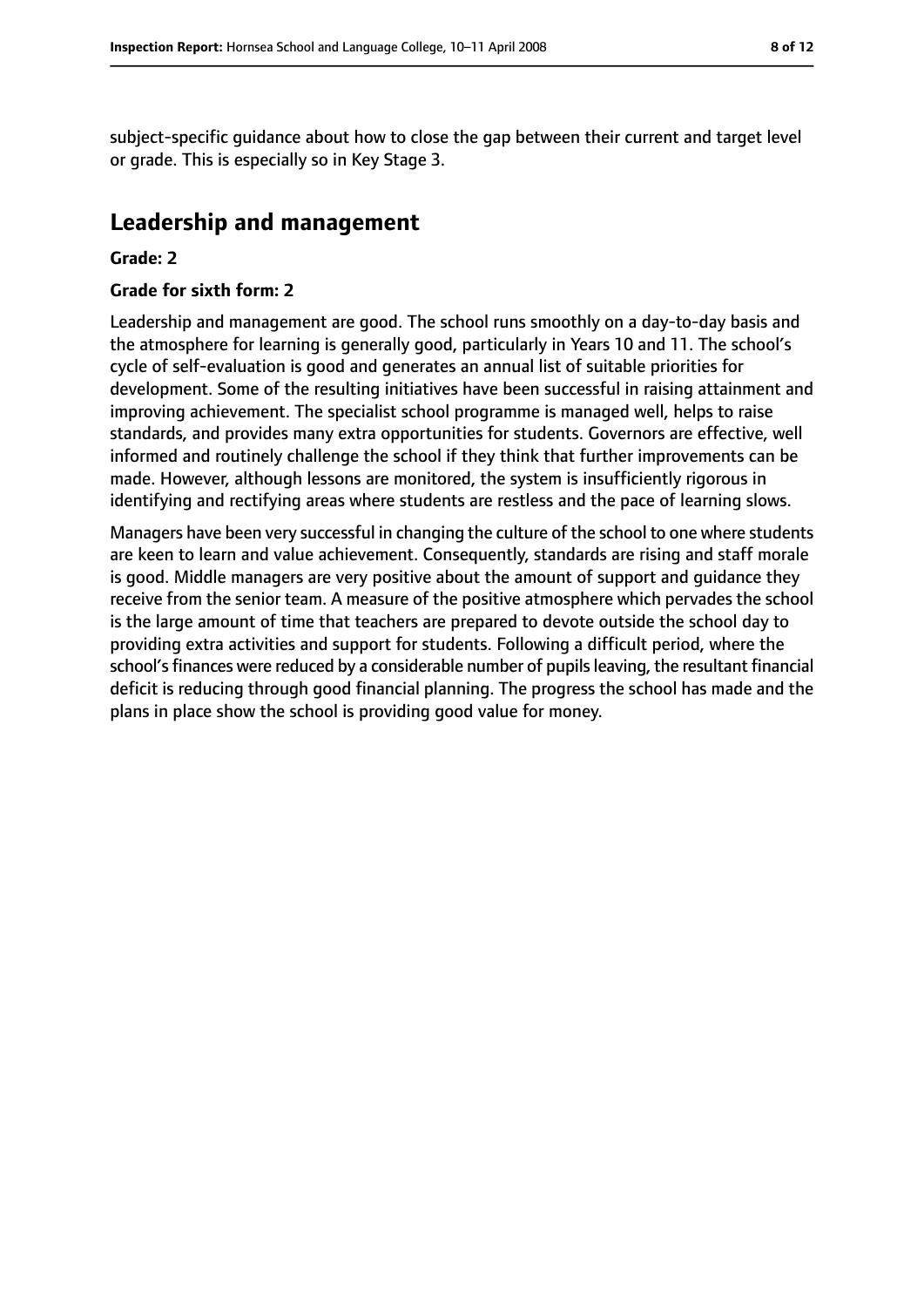subject-specific guidance about how to close the gap between their current and target level or grade. This is especially so in Key Stage 3.

## Leadership and management

**Grade: 2**

**Grade for sixth form: 2**

Leadership and management are good. The school runs smoothly on a day-to-day basis and the atmosphere for learning is generally good, particularly in Years 10 and 11. The school's cycle of self-evaluation is good and generates an annual list of suitable priorities for development. Some of the resulting initiatives have been successful in raising attainment and improving achievement. The specialist school programme is managed well, helps to raise standards, and provides many extra opportunities for students. Governors are effective, well informed and routinely challenge the school if they think that further improvements can be made. However, although lessons are monitored, the system is insufficiently rigorous in identifying and rectifying areas where students are restless and the pace of learning slows.

Managers have been very successful in changing the culture of the school to one where students are keen to learn and value achievement. Consequently, standards are rising and staff morale is good. Middle managers are very positive about the amount of support and guidance they receive from the senior team. A measure of the positive atmosphere which pervades the school is the large amount of time that teachers are prepared to devote outside the school day to providing extra activities and support for students. Following a difficult period, where the school's finances were reduced by a considerable number of pupils leaving, the resultant financial deficit is reducing through good financial planning. The progress the school has made and the plans in place show the school is providing good value for money.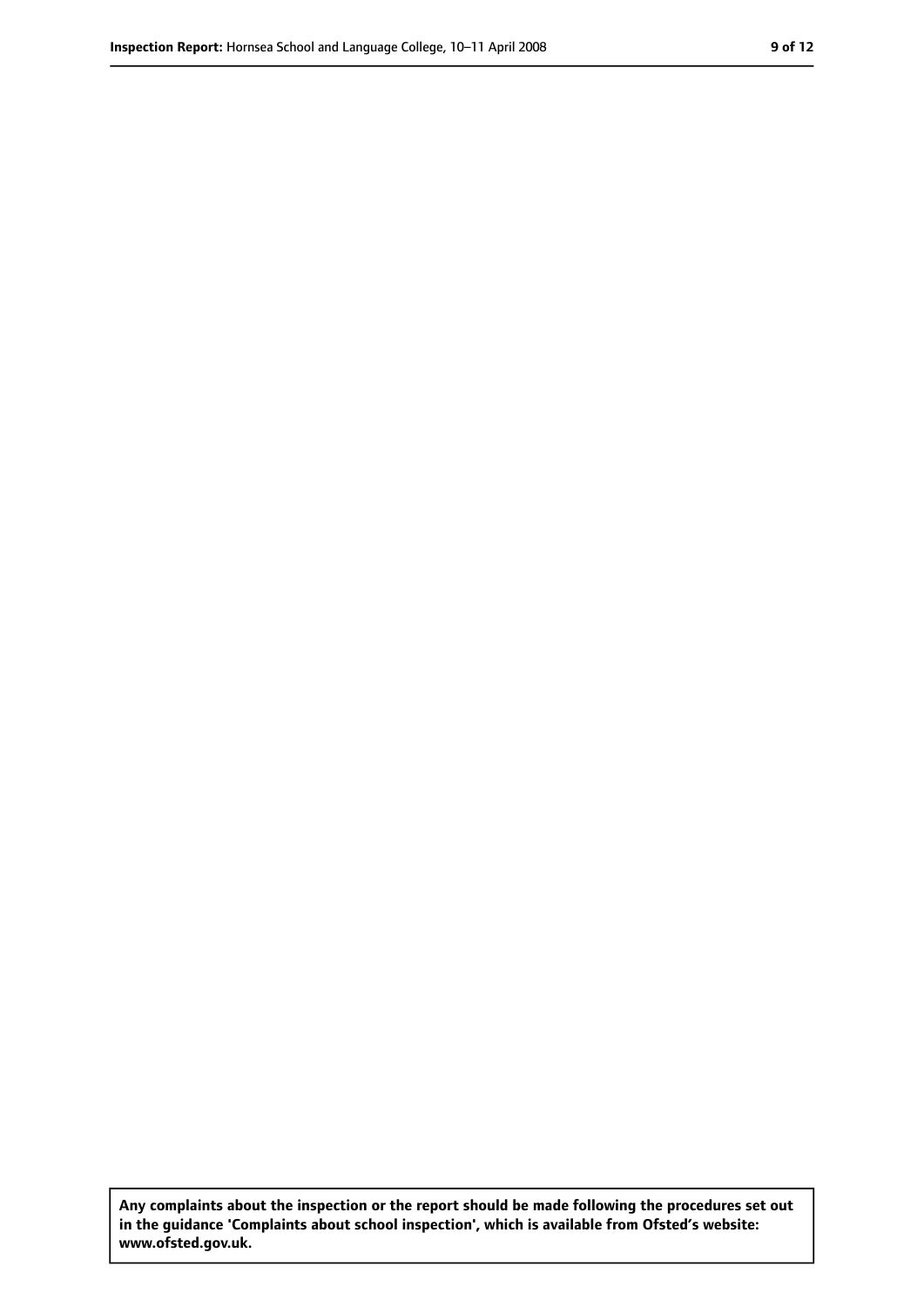Any complaints about the inspection or the report should be made following the procedures set out in the guidance 'Complaints about school inspection', which is available from Ofsted's website: www.ofsted.gov.uk.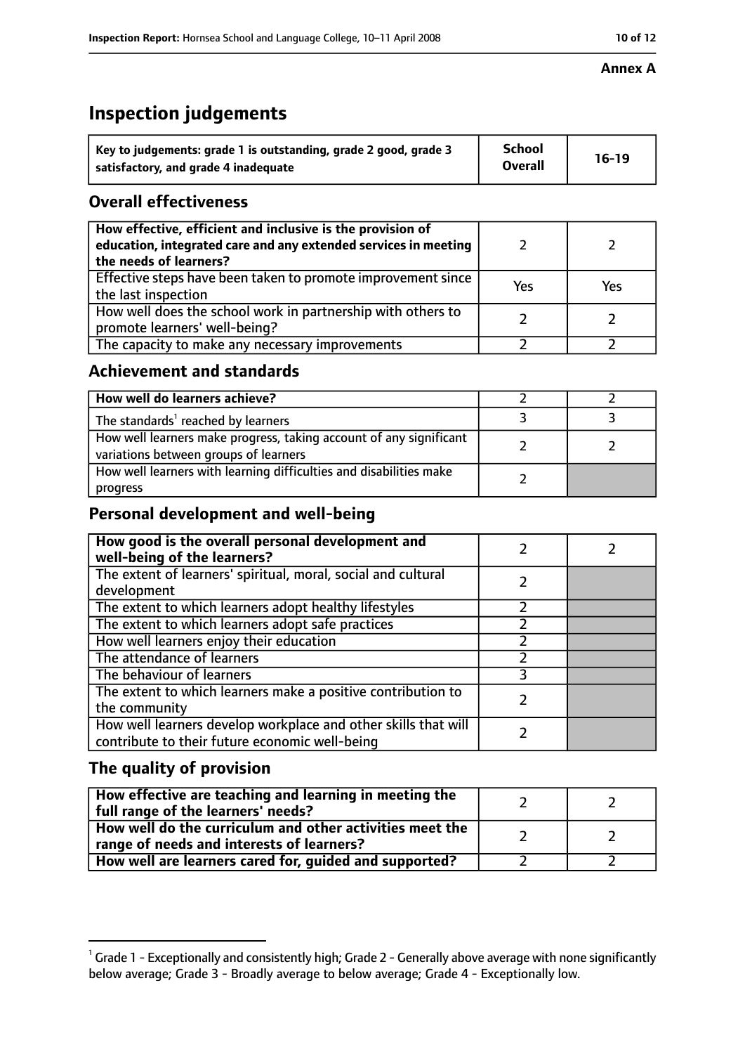**Annex A**

# Inspection judgements

| Key to judgements: grade 1 is outstanding, grade 2 good, grade 3 satisfactory, and grade 4 inadequate | School Overall | 16-19 |
|---|---|---|

## Overall effectiveness

| | | |
|---|---|---|
| How effective, efficient and inclusive is the provision of education, integrated care and any extended services in meeting the needs of learners? | 2 | 2 |
| Effective steps have been taken to promote improvement since the last inspection | Yes | Yes |
| How well does the school work in partnership with others to promote learners' well-being? | 2 | 2 |
| The capacity to make any necessary improvements | 2 | 2 |

## Achievement and standards

| | | |
|---|---|---|
| **How well do learners achieve?** | 2 | 2 |
| The standards[1] reached by learners | 3 | 3 |
| How well learners make progress, taking account of any significant variations between groups of learners | 2 | 2 |
| How well learners with learning difficulties and disabilities make progress | 2 | |

## Personal development and well-being

| | | |
|---|---|---|
| **How good is the overall personal development and well-being of the learners?** | 2 | 2 |
| The extent of learners' spiritual, moral, social and cultural development | 2 | |
| The extent to which learners adopt healthy lifestyles | 2 | |
| The extent to which learners adopt safe practices | 2 | |
| How well learners enjoy their education | 2 | |
| The attendance of learners | 2 | |
| The behaviour of learners | 3 | |
| The extent to which learners make a positive contribution to the community | 2 | |
| How well learners develop workplace and other skills that will contribute to their future economic well-being | 2 | |

## The quality of provision

| | | |
|---|---|---|
| **How effective are teaching and learning in meeting the full range of the learners' needs?** | 2 | 2 |
| **How well do the curriculum and other activities meet the range of needs and interests of learners?** | 2 | 2 |
| **How well are learners cared for, guided and supported?** | 2 | 2 |

[1] Grade 1 - Exceptionally and consistently high; Grade 2 - Generally above average with none significantly below average; Grade 3 - Broadly average to below average; Grade 4 - Exceptionally low.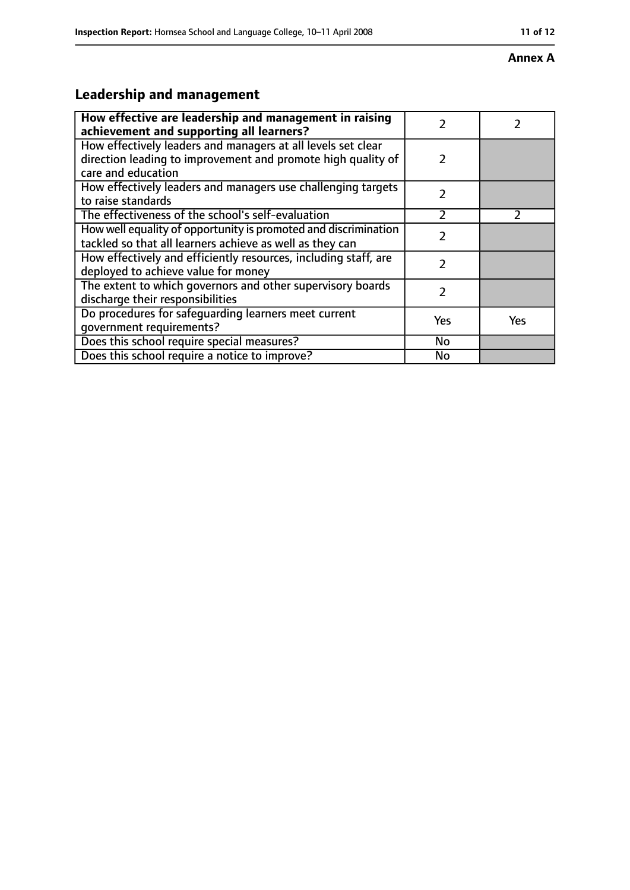**Annex A**

## Leadership and management

| How effective are leadership and management in raising achievement and supporting all learners? | 2 | 2 |
|---|---|---|
| How effectively leaders and managers at all levels set clear direction leading to improvement and promote high quality of care and education | 2 | |
| How effectively leaders and managers use challenging targets to raise standards | 2 | |
| The effectiveness of the school's self-evaluation | 2 | 2 |
| How well equality of opportunity is promoted and discrimination tackled so that all learners achieve as well as they can | 2 | |
| How effectively and efficiently resources, including staff, are deployed to achieve value for money | 2 | |
| The extent to which governors and other supervisory boards discharge their responsibilities | 2 | |
| Do procedures for safeguarding learners meet current government requirements? | Yes | Yes |
| Does this school require special measures? | No | |
| Does this school require a notice to improve? | No | |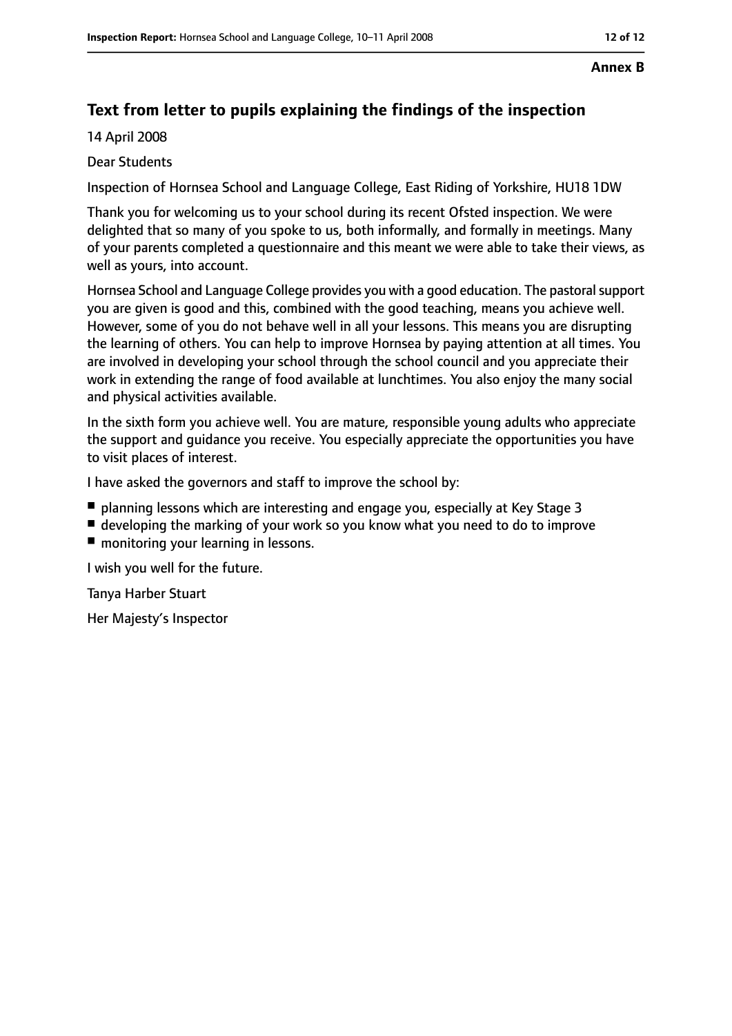**Annex B**

## Text from letter to pupils explaining the findings of the inspection

14 April 2008

Dear Students

Inspection of Hornsea School and Language College, East Riding of Yorkshire, HU18 1DW

Thank you for welcoming us to your school during its recent Ofsted inspection. We were delighted that so many of you spoke to us, both informally, and formally in meetings. Many of your parents completed a questionnaire and this meant we were able to take their views, as well as yours, into account.

Hornsea School and Language College provides you with a good education. The pastoral support you are given is good and this, combined with the good teaching, means you achieve well. However, some of you do not behave well in all your lessons. This means you are disrupting the learning of others. You can help to improve Hornsea by paying attention at all times. You are involved in developing your school through the school council and you appreciate their work in extending the range of food available at lunchtimes. You also enjoy the many social and physical activities available.

In the sixth form you achieve well. You are mature, responsible young adults who appreciate the support and guidance you receive. You especially appreciate the opportunities you have to visit places of interest.

I have asked the governors and staff to improve the school by:

- planning lessons which are interesting and engage you, especially at Key Stage 3
- developing the marking of your work so you know what you need to do to improve
- monitoring your learning in lessons.

I wish you well for the future.

Tanya Harber Stuart

Her Majesty's Inspector